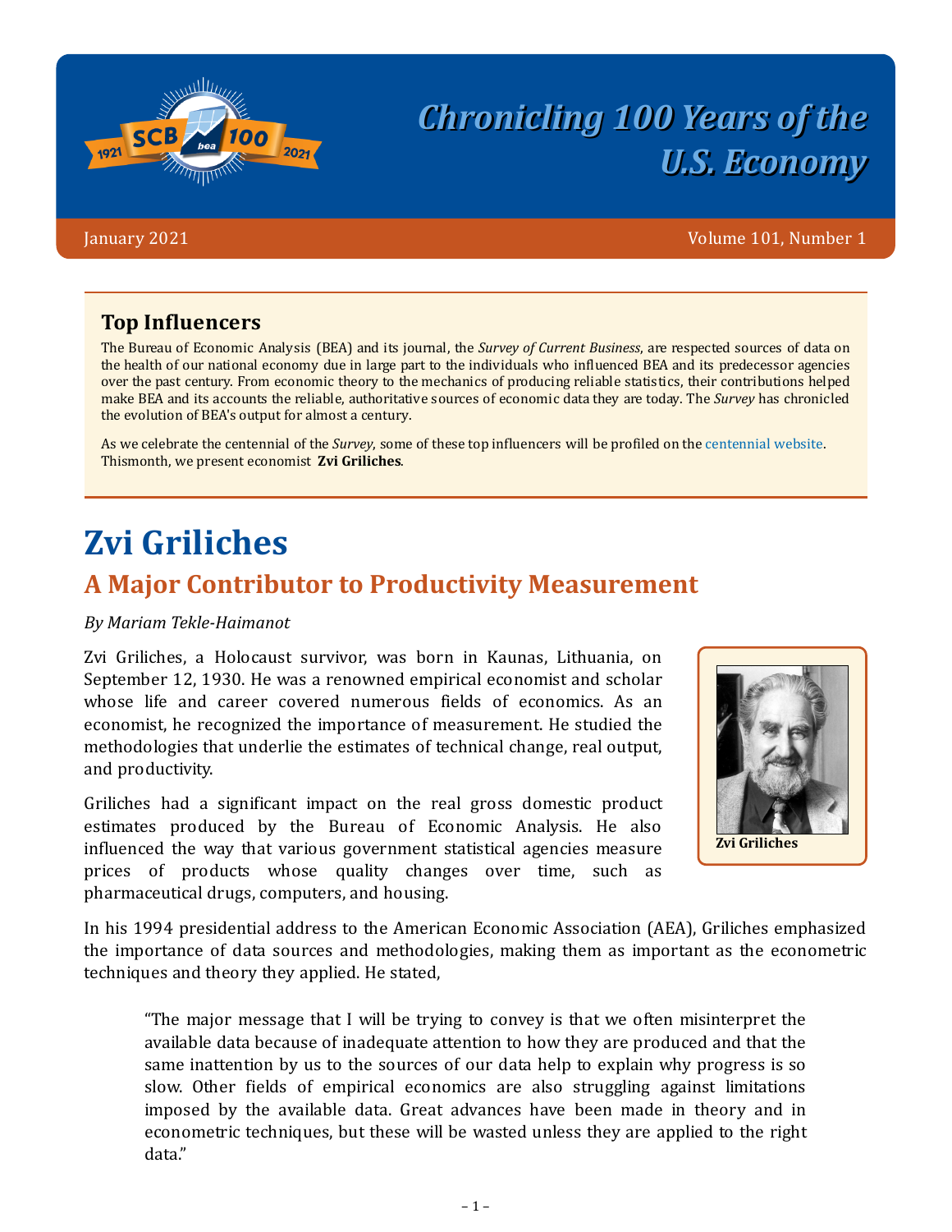# Chronicling 100 Years of the U.S. Economy

January 2021 Volume 101, Number 1

## Top Influencers

The Bureau of Economic Analysis (BEA) and its journal, the *Survey of Current Business*, are respected sources of data on the health of our national economy due in large part to the individuals who influenced BEA and its predecessor agencies over the past century. From economic theory to the mechanics of producing reliable statistics, their contributions helped make BEA and its accounts the reliable, authoritative sources of economic data they are today. The *Survey* has chronicled the evolution of BEA's output for almost a century.

As we celebrate the centennial of the *Survey*, some of these top influencers will be profiled on the centennial website. Thismonth, we present economist **Zvi Griliches**.

# Zvi Griliches

## A Major Contributor to Productivity Measurement

*By Mariam Tekle-Haimanot*

Zvi Griliches, a Holocaust survivor, was born in Kaunas, Lithuania, on September 12, 1930. He was a renowned empirical economist and scholar whose life and career covered numerous fields of economics. As an economist, he recognized the importance of measurement. He studied the methodologies that underlie the estimates of technical change, real output, and productivity.

**Zvi Griliches**

Griliches had a significant impact on the real gross domestic product estimates produced by the Bureau of Economic Analysis. He also influenced the way that various government statistical agencies measure prices of products whose quality changes over time, such as pharmaceutical drugs, computers, and housing.

In his 1994 presidential address to the American Economic Association (AEA), Griliches emphasized the importance of data sources and methodologies, making them as important as the econometric techniques and theory they applied. He stated,

> "The major message that I will be trying to convey is that we often misinterpret the available data because of inadequate attention to how they are produced and that the same inattention by us to the sources of our data help to explain why progress is so slow. Other fields of empirical economics are also struggling against limitations imposed by the available data. Great advances have been made in theory and in econometric techniques, but these will be wasted unless they are applied to the right data."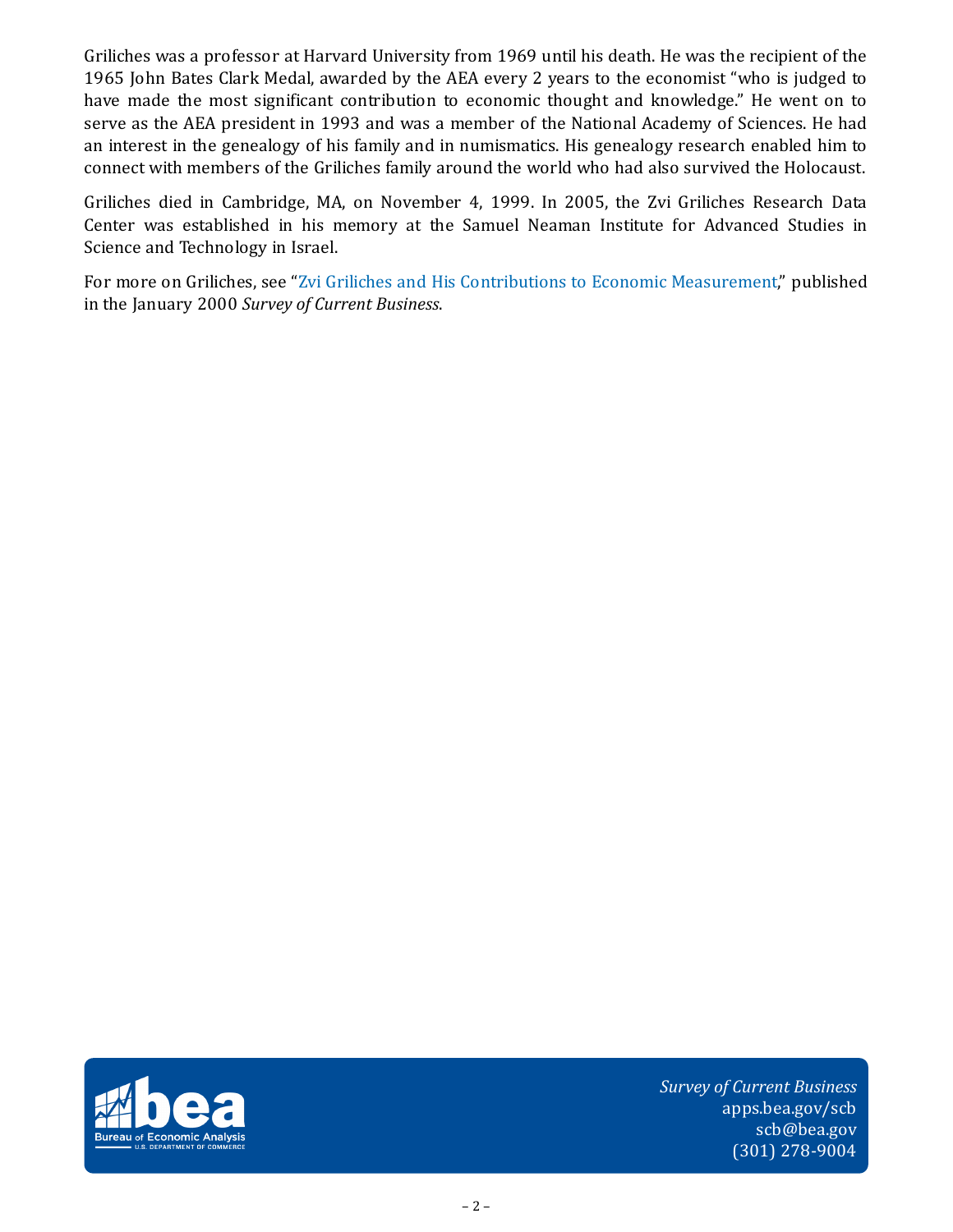Griliches was a professor at Harvard University from 1969 until his death. He was the recipient of the 1965 John Bates Clark Medal, awarded by the AEA every 2 years to the economist "who is judged to have made the most significant contribution to economic thought and knowledge." He went on to serve as the AEA president in 1993 and was a member of the National Academy of Sciences. He had an interest in the genealogy of his family and in numismatics. His genealogy research enabled him to connect with members of the Griliches family around the world who had also survived the Holocaust.

Griliches died in Cambridge, MA, on November 4, 1999. In 2005, the Zvi Griliches Research Data Center was established in his memory at the Samuel Neaman Institute for Advanced Studies in Science and Technology in Israel.

For more on Griliches, see "Zvi Griliches and His Contributions to Economic Measurement," published in the January 2000 *Survey of Current Business*.

Bureau of Economic Analysis
U.S. DEPARTMENT OF COMMERCE

*Survey of Current Business*
apps.bea.gov/scb
scb@bea.gov
(301) 278-9004